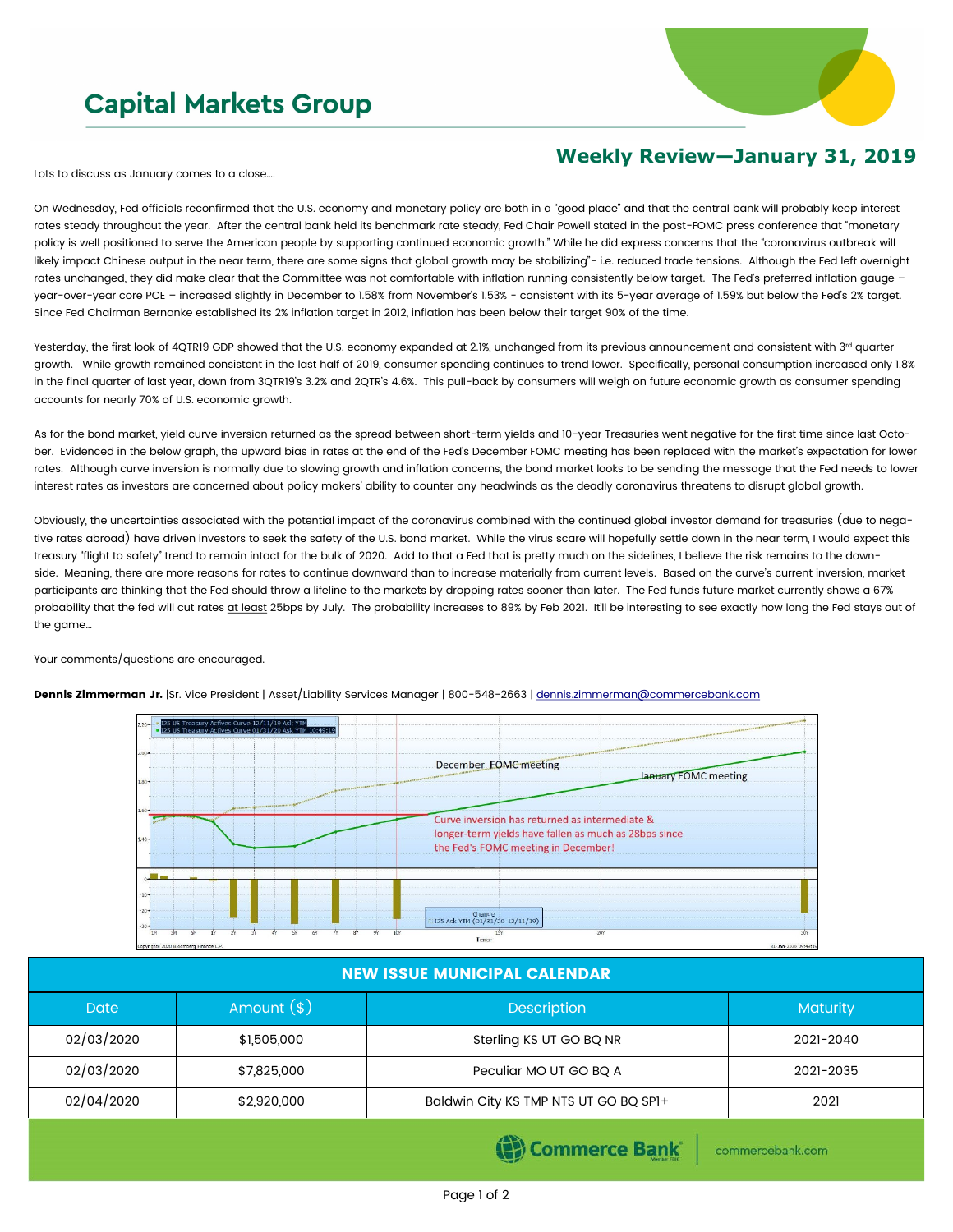# Capital Markets Group

## Weekly Review—January 31, 2019

Lots to discuss as January comes to a close….

On Wednesday, Fed officials reconfirmed that the U.S. economy and monetary policy are both in a "good place" and that the central bank will probably keep interest rates steady throughout the year. After the central bank held its benchmark rate steady, Fed Chair Powell stated in the post-FOMC press conference that "monetary policy is well positioned to serve the American people by supporting continued economic growth." While he did express concerns that the "coronavirus outbreak will likely impact Chinese output in the near term, there are some signs that global growth may be stabilizing"- i.e. reduced trade tensions. Although the Fed left overnight rates unchanged, they did make clear that the Committee was not comfortable with inflation running consistently below target. The Fed's preferred inflation gauge – year-over-year core PCE – increased slightly in December to 1.58% from November's 1.53% - consistent with its 5-year average of 1.59% but below the Fed's 2% target. Since Fed Chairman Bernanke established its 2% inflation target in 2012, inflation has been below their target 90% of the time.

Yesterday, the first look of 4QTR19 GDP showed that the U.S. economy expanded at 2.1%, unchanged from its previous announcement and consistent with 3rd quarter growth. While growth remained consistent in the last half of 2019, consumer spending continues to trend lower. Specifically, personal consumption increased only 1.8% in the final quarter of last year, down from 3QTR19's 3.2% and 2QTR's 4.6%. This pull-back by consumers will weigh on future economic growth as consumer spending accounts for nearly 70% of U.S. economic growth.

As for the bond market, yield curve inversion returned as the spread between short-term yields and 10-year Treasuries went negative for the first time since last October. Evidenced in the below graph, the upward bias in rates at the end of the Fed's December FOMC meeting has been replaced with the market's expectation for lower rates. Although curve inversion is normally due to slowing growth and inflation concerns, the bond market looks to be sending the message that the Fed needs to lower interest rates as investors are concerned about policy makers' ability to counter any headwinds as the deadly coronavirus threatens to disrupt global growth.

Obviously, the uncertainties associated with the potential impact of the coronavirus combined with the continued global investor demand for treasuries (due to negative rates abroad) have driven investors to seek the safety of the U.S. bond market. While the virus scare will hopefully settle down in the near term, I would expect this treasury "flight to safety" trend to remain intact for the bulk of 2020. Add to that a Fed that is pretty much on the sidelines, I believe the risk remains to the downside. Meaning, there are more reasons for rates to continue downward than to increase materially from current levels. Based on the curve's current inversion, market participants are thinking that the Fed should throw a lifeline to the markets by dropping rates sooner than later. The Fed funds future market currently shows a 67% probability that the fed will cut rates at least 25bps by July. The probability increases to 89% by Feb 2021. It'll be interesting to see exactly how long the Fed stays out of the game…

Your comments/questions are encouraged.

**Dennis Zimmerman Jr.** |Sr. Vice President | Asset/Liability Services Manager | 800-548-2663 | dennis.zimmerman@commercebank.com

| NEW ISSUE MUNICIPAL CALENDAR | | | |
|---|---|---|---|
| Date | Amount ($) | Description | Maturity |
| 02/03/2020 | $1,505,000 | Sterling KS UT GO BQ NR | 2021-2040 |
| 02/03/2020 | $7,825,000 | Peculiar MO UT GO BQ A | 2021-2035 |
| 02/04/2020 | $2,920,000 | Baldwin City KS TMP NTS UT GO BQ SP1+ | 2021 |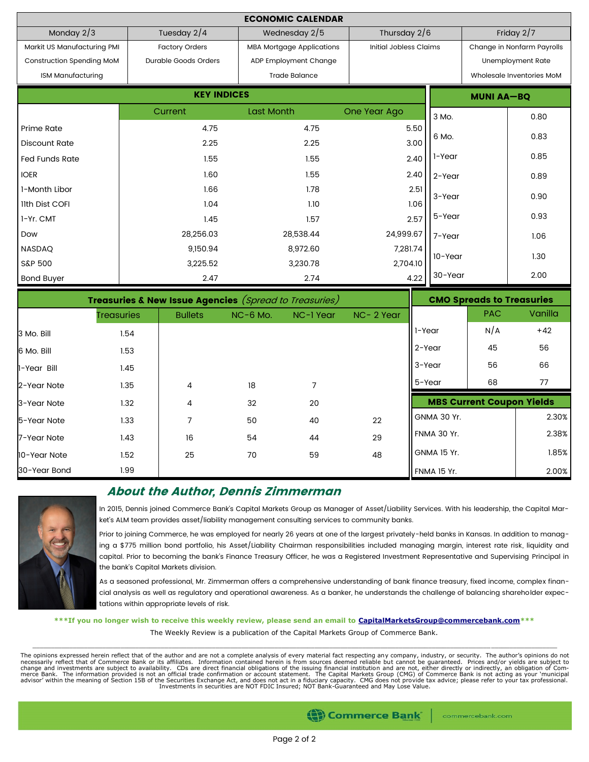## ECONOMIC CALENDAR

| Monday 2/3 | Tuesday 2/4 | Wednesday 2/5 | Thursday 2/6 | Friday 2/7 |
|---|---|---|---|---|
| Markit US Manufacturing PMI | Factory Orders | MBA Mortgage Applications | Initial Jobless Claims | Change in Nonfarm Payrolls |
| Construction Spending MoM | Durable Goods Orders | ADP Employment Change | | Unemployment Rate |
| ISM Manufacturing | | Trade Balance | | Wholesale Inventories MoM |

## KEY INDICES

| | Current | Last Month | One Year Ago |
|---|---|---|---|
| Prime Rate | 4.75 | 4.75 | 5.50 |
| Discount Rate | 2.25 | 2.25 | 3.00 |
| Fed Funds Rate | 1.55 | 1.55 | 2.40 |
| IOER | 1.60 | 1.55 | 2.40 |
| 1-Month Libor | 1.66 | 1.78 | 2.51 |
| 11th Dist COFI | 1.04 | 1.10 | 1.06 |
| 1-Yr. CMT | 1.45 | 1.57 | 2.57 |
| Dow | 28,256.03 | 28,538.44 | 24,999.67 |
| NASDAQ | 9,150.94 | 8,972.60 | 7,281.74 |
| S&P 500 | 3,225.52 | 3,230.78 | 2,704.10 |
| Bond Buyer | 2.47 | 2.74 | 4.22 |

## MUNI AA—BQ

| | |
|---|---|
| 3 Mo. | 0.80 |
| 6 Mo. | 0.83 |
| 1-Year | 0.85 |
| 2-Year | 0.89 |
| 3-Year | 0.90 |
| 5-Year | 0.93 |
| 7-Year | 1.06 |
| 10-Year | 1.30 |
| 30-Year | 2.00 |

## Treasuries & New Issue Agencies *(Spread to Treasuries)*

| | Treasuries | Bullets | NC-6 Mo. | NC-1 Year | NC- 2 Year |
|---|---|---|---|---|---|
| 3 Mo. Bill | 1.54 | | | | |
| 6 Mo. Bill | 1.53 | | | | |
| 1-Year Bill | 1.45 | | | | |
| 2-Year Note | 1.35 | 4 | 18 | 7 | |
| 3-Year Note | 1.32 | 4 | 32 | 20 | |
| 5-Year Note | 1.33 | 7 | 50 | 40 | 22 |
| 7-Year Note | 1.43 | 16 | 54 | 44 | 29 |
| 10-Year Note | 1.52 | 25 | 70 | 59 | 48 |
| 30-Year Bond | 1.99 | | | | |

## CMO Spreads to Treasuries

| | PAC | Vanilla |
|---|---|---|
| 1-Year | N/A | +42 |
| 2-Year | 45 | 56 |
| 3-Year | 56 | 66 |
| 5-Year | 68 | 77 |

## MBS Current Coupon Yields

| | |
|---|---|
| GNMA 30 Yr. | 2.30% |
| FNMA 30 Yr. | 2.38% |
| GNMA 15 Yr. | 1.85% |
| FNMA 15 Yr. | 2.00% |

## *About the Author, Dennis Zimmerman*

In 2015, Dennis joined Commerce Bank's Capital Markets Group as Manager of Asset/Liability Services. With his leadership, the Capital Market's ALM team provides asset/liability management consulting services to community banks.

Prior to joining Commerce, he was employed for nearly 26 years at one of the largest privately-held banks in Kansas. In addition to managing a $775 million bond portfolio, his Asset/Liability Chairman responsibilities included managing margin, interest rate risk, liquidity and capital. Prior to becoming the bank's Finance Treasury Officer, he was a Registered Investment Representative and Supervising Principal in the bank's Capital Markets division.

As a seasoned professional, Mr. Zimmerman offers a comprehensive understanding of bank finance treasury, fixed income, complex financial analysis as well as regulatory and operational awareness. As a banker, he understands the challenge of balancing shareholder expectations within appropriate levels of risk.

**\*\*\*If you no longer wish to receive this weekly review, please send an email to CapitalMarketsGroup@commercebank.com\*\*\***

The Weekly Review is a publication of the Capital Markets Group of Commerce Bank.

The opinions expressed herein reflect that of the author and are not a complete analysis of every material fact respecting any company, industry, or security. The author's opinions do not necessarily reflect that of Commerce Bank or its affiliates. Information contained herein is from sources deemed reliable but cannot be guaranteed. Prices and/or yields are subject to change and investments are subject to availability. CDs are direct financial obligations of the issuing financial institution and are not, either directly or indirectly, an obligation of Commerce Bank. The information provided is not an official trade confirmation or account statement. The Capital Markets Group (CMG) of Commerce Bank is not acting as your 'municipal advisor' within the meaning of Section 15B of the Securities Exchange Act, and does not act in a fiduciary capacity. CMG does not provide tax advice; please refer to your tax professional. Investments in securities are NOT FDIC Insured; NOT Bank-Guaranteed and May Lose Value.

Commerce Bank | commercebank.com